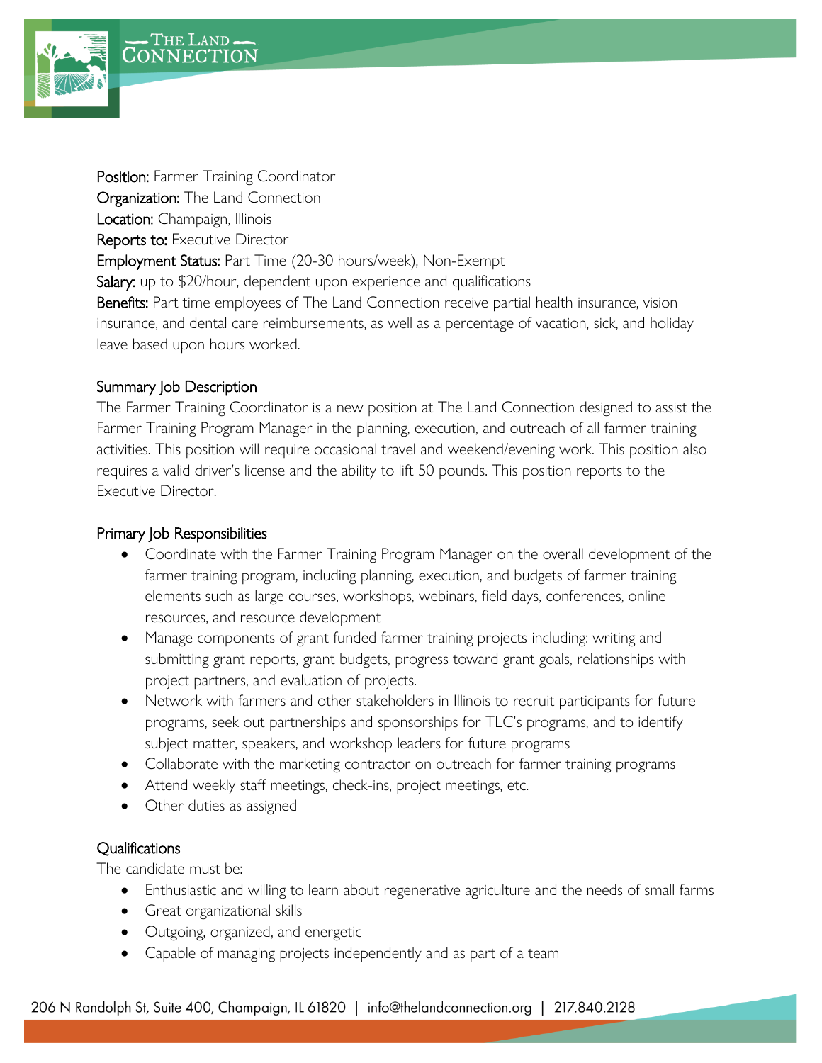**Position:** Farmer Training Coordinator
**Organization:** The Land Connection
**Location:** Champaign, Illinois
**Reports to:** Executive Director
**Employment Status:** Part Time (20-30 hours/week), Non-Exempt
**Salary:** up to $20/hour, dependent upon experience and qualifications
**Benefits:** Part time employees of The Land Connection receive partial health insurance, vision insurance, and dental care reimbursements, as well as a percentage of vacation, sick, and holiday leave based upon hours worked.

## Summary Job Description

The Farmer Training Coordinator is a new position at The Land Connection designed to assist the Farmer Training Program Manager in the planning, execution, and outreach of all farmer training activities. This position will require occasional travel and weekend/evening work. This position also requires a valid driver's license and the ability to lift 50 pounds. This position reports to the Executive Director.

## Primary Job Responsibilities

- Coordinate with the Farmer Training Program Manager on the overall development of the farmer training program, including planning, execution, and budgets of farmer training elements such as large courses, workshops, webinars, field days, conferences, online resources, and resource development
- Manage components of grant funded farmer training projects including: writing and submitting grant reports, grant budgets, progress toward grant goals, relationships with project partners, and evaluation of projects.
- Network with farmers and other stakeholders in Illinois to recruit participants for future programs, seek out partnerships and sponsorships for TLC's programs, and to identify subject matter, speakers, and workshop leaders for future programs
- Collaborate with the marketing contractor on outreach for farmer training programs
- Attend weekly staff meetings, check-ins, project meetings, etc.
- Other duties as assigned

## Qualifications

The candidate must be:

- Enthusiastic and willing to learn about regenerative agriculture and the needs of small farms
- Great organizational skills
- Outgoing, organized, and energetic
- Capable of managing projects independently and as part of a team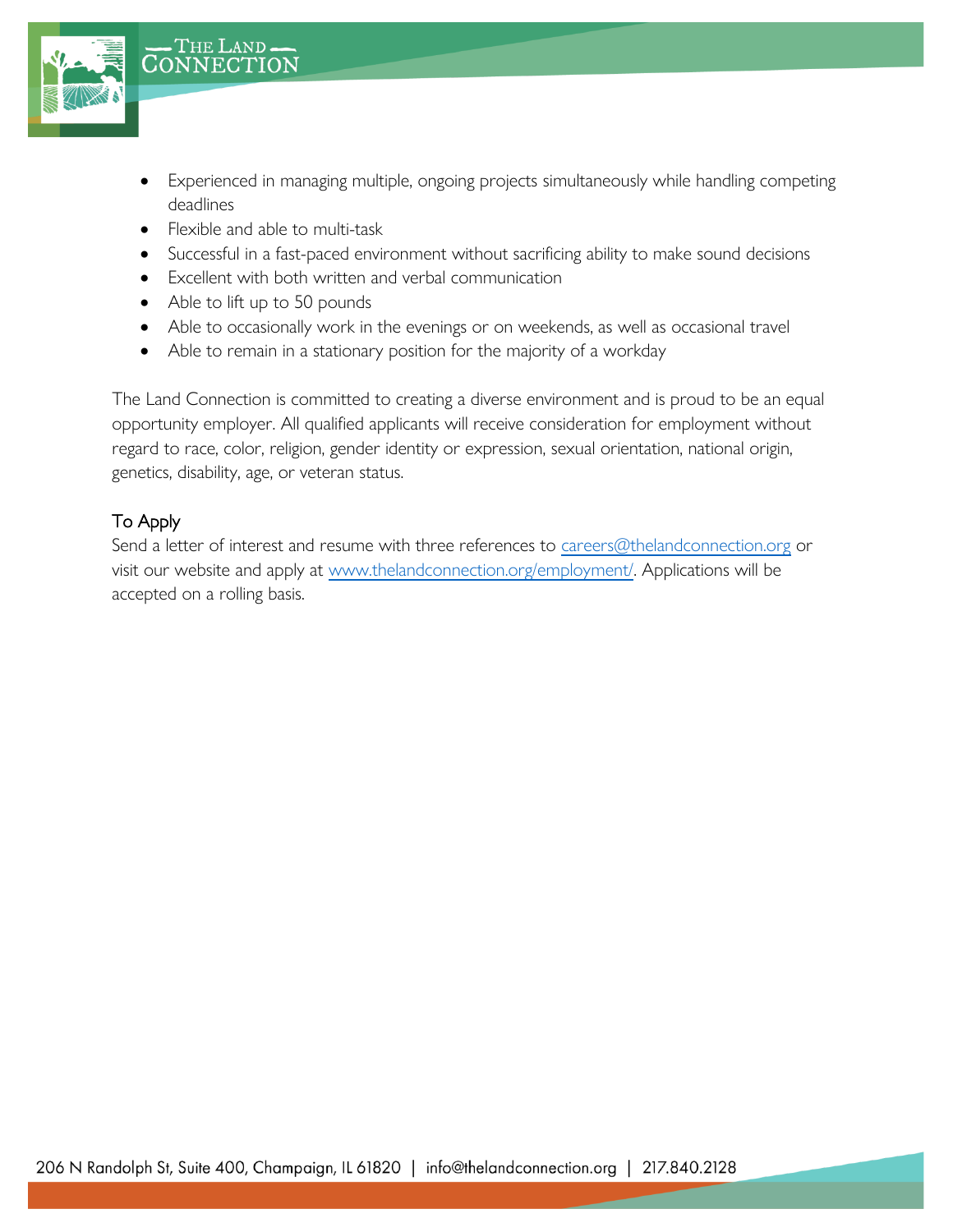- Experienced in managing multiple, ongoing projects simultaneously while handling competing deadlines
- Flexible and able to multi-task
- Successful in a fast-paced environment without sacrificing ability to make sound decisions
- Excellent with both written and verbal communication
- Able to lift up to 50 pounds
- Able to occasionally work in the evenings or on weekends, as well as occasional travel
- Able to remain in a stationary position for the majority of a workday

The Land Connection is committed to creating a diverse environment and is proud to be an equal opportunity employer. All qualified applicants will receive consideration for employment without regard to race, color, religion, gender identity or expression, sexual orientation, national origin, genetics, disability, age, or veteran status.

## To Apply

Send a letter of interest and resume with three references to careers@thelandconnection.org or visit our website and apply at www.thelandconnection.org/employment/. Applications will be accepted on a rolling basis.